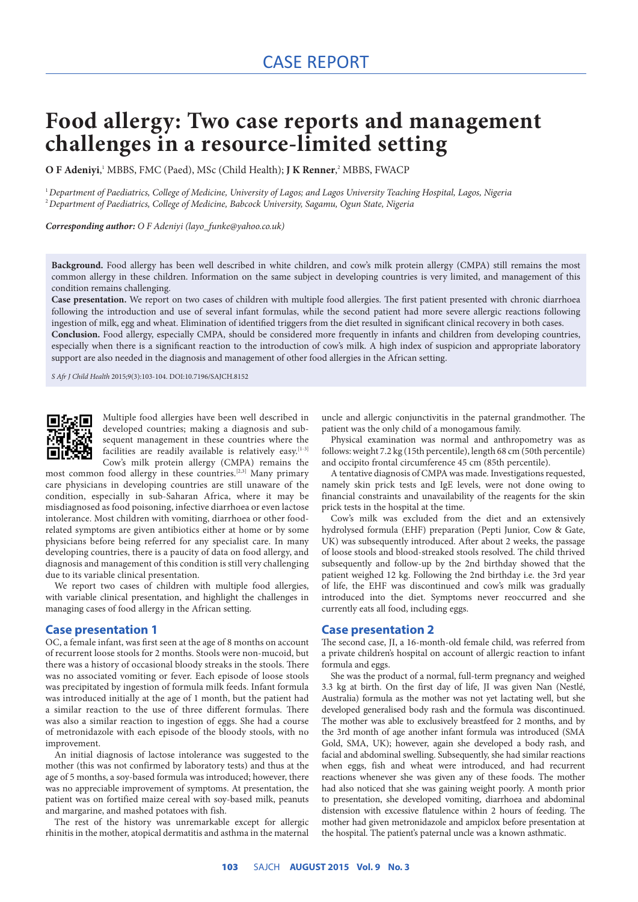CASE REPORT

# Food allergy: Two case reports and management challenges in a resource-limited setting

**O F Adeniyi**,[1] MBBS, FMC (Paed), MSc (Child Health); **J K Renner**,[2] MBBS, FWACP

[1] *Department of Paediatrics, College of Medicine, University of Lagos; and Lagos University Teaching Hospital, Lagos, Nigeria*
[2] *Department of Paediatrics, College of Medicine, Babcock University, Sagamu, Ogun State, Nigeria*

***Corresponding author:** O F Adeniyi (layo_funke@yahoo.co.uk)*

**Background.** Food allergy has been well described in white children, and cow's milk protein allergy (CMPA) still remains the most common allergy in these children. Information on the same subject in developing countries is very limited, and management of this condition remains challenging.

**Case presentation.** We report on two cases of children with multiple food allergies. The first patient presented with chronic diarrhoea following the introduction and use of several infant formulas, while the second patient had more severe allergic reactions following ingestion of milk, egg and wheat. Elimination of identified triggers from the diet resulted in significant clinical recovery in both cases.

**Conclusion.** Food allergy, especially CMPA, should be considered more frequently in infants and children from developing countries, especially when there is a significant reaction to the introduction of cow's milk. A high index of suspicion and appropriate laboratory support are also needed in the diagnosis and management of other food allergies in the African setting.

*S Afr J Child Health* 2015;9(3):103-104. DOI:10.7196/SAJCH.8152

Multiple food allergies have been well described in developed countries; making a diagnosis and subsequent management in these countries where the facilities are readily available is relatively easy.[1-3] Cow's milk protein allergy (CMPA) remains the most common food allergy in these countries.[2,3] Many primary care physicians in developing countries are still unaware of the condition, especially in sub-Saharan Africa, where it may be misdiagnosed as food poisoning, infective diarrhoea or even lactose intolerance. Most children with vomiting, diarrhoea or other food-related symptoms are given antibiotics either at home or by some physicians before being referred for any specialist care. In many developing countries, there is a paucity of data on food allergy, and diagnosis and management of this condition is still very challenging due to its variable clinical presentation.

We report two cases of children with multiple food allergies, with variable clinical presentation, and highlight the challenges in managing cases of food allergy in the African setting.

## Case presentation 1

OC, a female infant, was first seen at the age of 8 months on account of recurrent loose stools for 2 months. Stools were non-mucoid, but there was a history of occasional bloody streaks in the stools. There was no associated vomiting or fever. Each episode of loose stools was precipitated by ingestion of formula milk feeds. Infant formula was introduced initially at the age of 1 month, but the patient had a similar reaction to the use of three different formulas. There was also a similar reaction to ingestion of eggs. She had a course of metronidazole with each episode of the bloody stools, with no improvement.

An initial diagnosis of lactose intolerance was suggested to the mother (this was not confirmed by laboratory tests) and thus at the age of 5 months, a soy-based formula was introduced; however, there was no appreciable improvement of symptoms. At presentation, the patient was on fortified maize cereal with soy-based milk, peanuts and margarine, and mashed potatoes with fish.

The rest of the history was unremarkable except for allergic rhinitis in the mother, atopical dermatitis and asthma in the maternal uncle and allergic conjunctivitis in the paternal grandmother. The patient was the only child of a monogamous family.

Physical examination was normal and anthropometry was as follows: weight 7.2 kg (15th percentile), length 68 cm (50th percentile) and occipito frontal circumference 45 cm (85th percentile).

A tentative diagnosis of CMPA was made. Investigations requested, namely skin prick tests and IgE levels, were not done owing to financial constraints and unavailability of the reagents for the skin prick tests in the hospital at the time.

Cow's milk was excluded from the diet and an extensively hydrolysed formula (EHF) preparation (Pepti Junior, Cow & Gate, UK) was subsequently introduced. After about 2 weeks, the passage of loose stools and blood-streaked stools resolved. The child thrived subsequently and follow-up by the 2nd birthday showed that the patient weighed 12 kg. Following the 2nd birthday i.e. the 3rd year of life, the EHF was discontinued and cow's milk was gradually introduced into the diet. Symptoms never reoccurred and she currently eats all food, including eggs.

## Case presentation 2

The second case, JI, a 16-month-old female child, was referred from a private children's hospital on account of allergic reaction to infant formula and eggs.

She was the product of a normal, full-term pregnancy and weighed 3.3 kg at birth. On the first day of life, JI was given Nan (Nestlé, Australia) formula as the mother was not yet lactating well, but she developed generalised body rash and the formula was discontinued. The mother was able to exclusively breastfeed for 2 months, and by the 3rd month of age another infant formula was introduced (SMA Gold, SMA, UK); however, again she developed a body rash, and facial and abdominal swelling. Subsequently, she had similar reactions when eggs, fish and wheat were introduced, and had recurrent reactions whenever she was given any of these foods. The mother had also noticed that she was gaining weight poorly. A month prior to presentation, she developed vomiting, diarrhoea and abdominal distension with excessive flatulence within 2 hours of feeding. The mother had given metronidazole and ampiclox before presentation at the hospital. The patient's paternal uncle was a known asthmatic.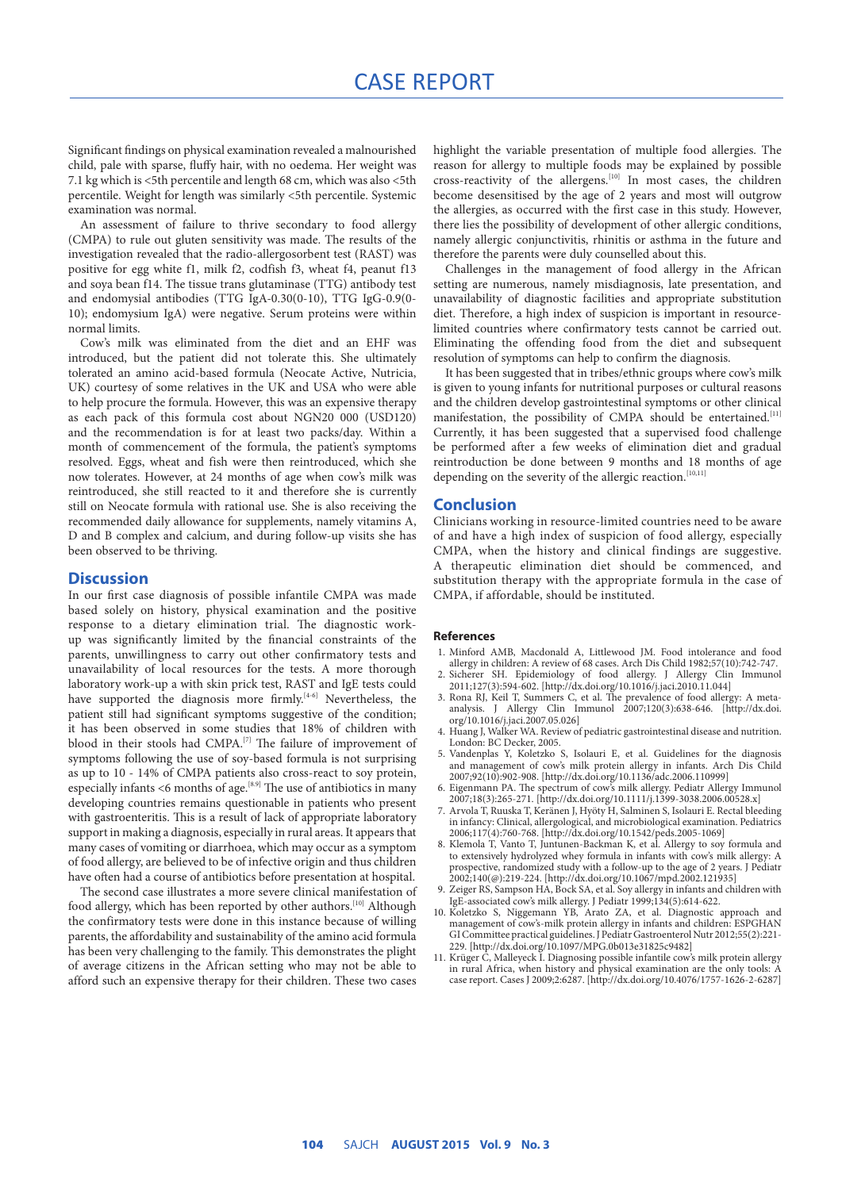Significant findings on physical examination revealed a malnourished child, pale with sparse, fluffy hair, with no oedema. Her weight was 7.1 kg which is <5th percentile and length 68 cm, which was also <5th percentile. Weight for length was similarly <5th percentile. Systemic examination was normal.

An assessment of failure to thrive secondary to food allergy (CMPA) to rule out gluten sensitivity was made. The results of the investigation revealed that the radio-allergosorbent test (RAST) was positive for egg white f1, milk f2, codfish f3, wheat f4, peanut f13 and soya bean f14. The tissue trans glutaminase (TTG) antibody test and endomysial antibodies (TTG IgA-0.30(0-10), TTG IgG-0.9(0-10); endomysium IgA) were negative. Serum proteins were within normal limits.

Cow's milk was eliminated from the diet and an EHF was introduced, but the patient did not tolerate this. She ultimately tolerated an amino acid-based formula (Neocate Active, Nutricia, UK) courtesy of some relatives in the UK and USA who were able to help procure the formula. However, this was an expensive therapy as each pack of this formula cost about NGN20 000 (USD120) and the recommendation is for at least two packs/day. Within a month of commencement of the formula, the patient's symptoms resolved. Eggs, wheat and fish were then reintroduced, which she now tolerates. However, at 24 months of age when cow's milk was reintroduced, she still reacted to it and therefore she is currently still on Neocate formula with rational use. She is also receiving the recommended daily allowance for supplements, namely vitamins A, D and B complex and calcium, and during follow-up visits she has been observed to be thriving.

## Discussion

In our first case diagnosis of possible infantile CMPA was made based solely on history, physical examination and the positive response to a dietary elimination trial. The diagnostic work-up was significantly limited by the financial constraints of the parents, unwillingness to carry out other confirmatory tests and unavailability of local resources for the tests. A more thorough laboratory work-up a with skin prick test, RAST and IgE tests could have supported the diagnosis more firmly.[4-6] Nevertheless, the patient still had significant symptoms suggestive of the condition; it has been observed in some studies that 18% of children with blood in their stools had CMPA.[7] The failure of improvement of symptoms following the use of soy-based formula is not surprising as up to 10 - 14% of CMPA patients also cross-react to soy protein, especially infants <6 months of age.[8,9] The use of antibiotics in many developing countries remains questionable in patients who present with gastroenteritis. This is a result of lack of appropriate laboratory support in making a diagnosis, especially in rural areas. It appears that many cases of vomiting or diarrhoea, which may occur as a symptom of food allergy, are believed to be of infective origin and thus children have often had a course of antibiotics before presentation at hospital.

The second case illustrates a more severe clinical manifestation of food allergy, which has been reported by other authors.[10] Although the confirmatory tests were done in this instance because of willing parents, the affordability and sustainability of the amino acid formula has been very challenging to the family. This demonstrates the plight of average citizens in the African setting who may not be able to afford such an expensive therapy for their children. These two cases highlight the variable presentation of multiple food allergies. The reason for allergy to multiple foods may be explained by possible cross-reactivity of the allergens.[10] In most cases, the children become desensitised by the age of 2 years and most will outgrow the allergies, as occurred with the first case in this study. However, there lies the possibility of development of other allergic conditions, namely allergic conjunctivitis, rhinitis or asthma in the future and therefore the parents were duly counselled about this.

Challenges in the management of food allergy in the African setting are numerous, namely misdiagnosis, late presentation, and unavailability of diagnostic facilities and appropriate substitution diet. Therefore, a high index of suspicion is important in resource-limited countries where confirmatory tests cannot be carried out. Eliminating the offending food from the diet and subsequent resolution of symptoms can help to confirm the diagnosis.

It has been suggested that in tribes/ethnic groups where cow's milk is given to young infants for nutritional purposes or cultural reasons and the children develop gastrointestinal symptoms or other clinical manifestation, the possibility of CMPA should be entertained.[11] Currently, it has been suggested that a supervised food challenge be performed after a few weeks of elimination diet and gradual reintroduction be done between 9 months and 18 months of age depending on the severity of the allergic reaction.[10,11]

## Conclusion

Clinicians working in resource-limited countries need to be aware of and have a high index of suspicion of food allergy, especially CMPA, when the history and clinical findings are suggestive. A therapeutic elimination diet should be commenced, and substitution therapy with the appropriate formula in the case of CMPA, if affordable, should be instituted.

### References

1. Minford AMB, Macdonald A, Littlewood JM. Food intolerance and food allergy in children: A review of 68 cases. Arch Dis Child 1982;57(10):742-747.
2. Sicherer SH. Epidemiology of food allergy. J Allergy Clin Immunol 2011;127(3):594-602. [http://dx.doi.org/10.1016/j.jaci.2010.11.044]
3. Rona RJ, Keil T, Summers C, et al. The prevalence of food allergy: A meta-analysis. J Allergy Clin Immunol 2007;120(3):638-646. [http://dx.doi.org/10.1016/j.jaci.2007.05.026]
4. Huang J, Walker WA. Review of pediatric gastrointestinal disease and nutrition. London: BC Decker, 2005.
5. Vandenplas Y, Koletzko S, Isolauri E, et al. Guidelines for the diagnosis and management of cow's milk protein allergy in infants. Arch Dis Child 2007;92(10):902-908. [http://dx.doi.org/10.1136/adc.2006.110999]
6. Eigenmann PA. The spectrum of cow's milk allergy. Pediatr Allergy Immunol 2007;18(3):265-271. [http://dx.doi.org/10.1111/j.1399-3038.2006.00528.x]
7. Arvola T, Ruuska T, Keränen J, Hyöty H, Salminen S, Isolauri E. Rectal bleeding in infancy: Clinical, allergological, and microbiological examination. Pediatrics 2006;117(4):760-768. [http://dx.doi.org/10.1542/peds.2005-1069]
8. Klemola T, Vanto T, Juntunen-Backman K, et al. Allergy to soy formula and to extensively hydrolyzed whey formula in infants with cow's milk allergy: A prospective, randomized study with a follow-up to the age of 2 years. J Pediatr 2002;140(@):219-224. [http://dx.doi.org/10.1067/mpd.2002.121935]
9. Zeiger RS, Sampson HA, Bock SA, et al. Soy allergy in infants and children with IgE-associated cow's milk allergy. J Pediatr 1999;134(5):614-622.
10. Koletzko S, Niggemann YB, Arato ZA, et al. Diagnostic approach and management of cow's-milk protein allergy in infants and children: ESPGHAN GI Committee practical guidelines. J Pediatr Gastroenterol Nutr 2012;55(2):221-229. [http://dx.doi.org/10.1097/MPG.0b013e31825c9482]
11. Krüger C, Malleyeck I. Diagnosing possible infantile cow's milk protein allergy in rural Africa, when history and physical examination are the only tools: A case report. Cases J 2009;2:6287. [http://dx.doi.org/10.4076/1757-1626-2-6287]